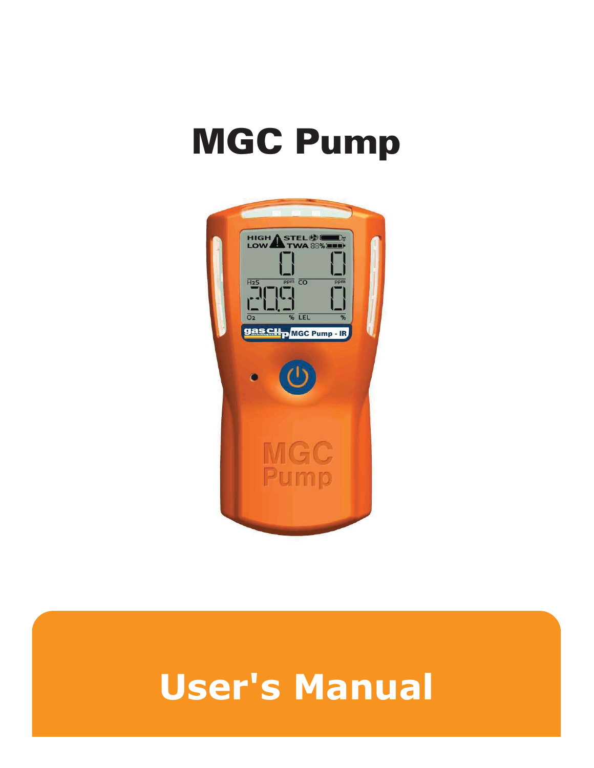# MGC Pump

## User's Manual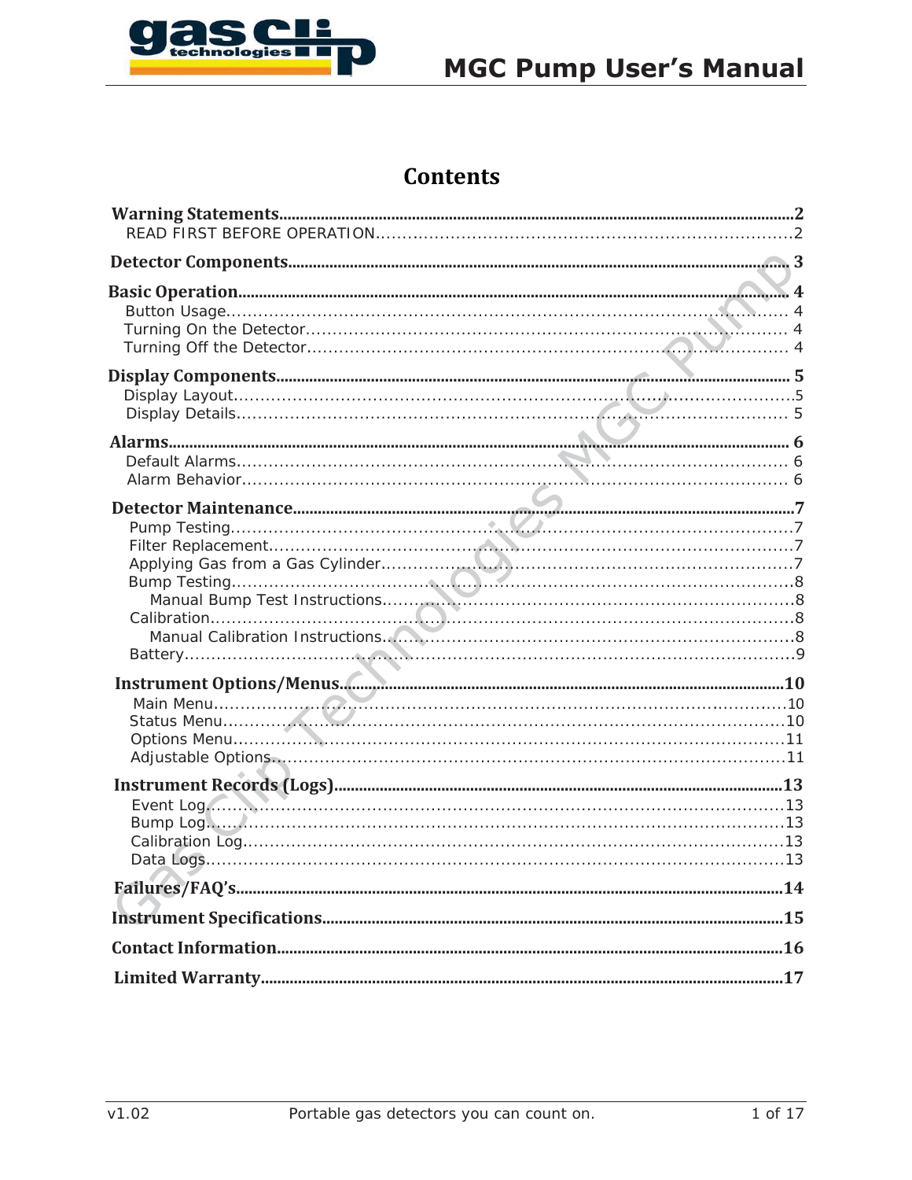# Contents

**Warning Statements** ........................................................ 2
- READ FIRST BEFORE OPERATION ........................................................ 2

**Detector Components** ........................................................ 3

**Basic Operation** ........................................................ 4
- Button Usage ........................................................ 4
- Turning On the Detector ........................................................ 4
- Turning Off the Detector ........................................................ 4

**Display Components** ........................................................ 5
- Display Layout ........................................................ 5
- Display Details ........................................................ 5

**Alarms** ........................................................ 6
- Default Alarms ........................................................ 6
- Alarm Behavior ........................................................ 6

**Detector Maintenance** ........................................................ 7
- Pump Testing ........................................................ 7
- Filter Replacement ........................................................ 7
- Applying Gas from a Gas Cylinder ........................................................ 7
- Bump Testing ........................................................ 8
  - Manual Bump Test Instructions ........................................................ 8
- Calibration ........................................................ 8
  - Manual Calibration Instructions ........................................................ 8
- Battery ........................................................ 9

**Instrument Options/Menus** ........................................................ 10
- Main Menu ........................................................ 10
- Status Menu ........................................................ 10
- Options Menu ........................................................ 11
- Adjustable Options ........................................................ 11

**Instrument Records (Logs)** ........................................................ 13
- Event Log ........................................................ 13
- Bump Log ........................................................ 13
- Calibration Log ........................................................ 13
- Data Logs ........................................................ 13

**Failures/FAQ's** ........................................................ 14

**Instrument Specifications** ........................................................ 15

**Contact Information** ........................................................ 16

**Limited Warranty** ........................................................ 17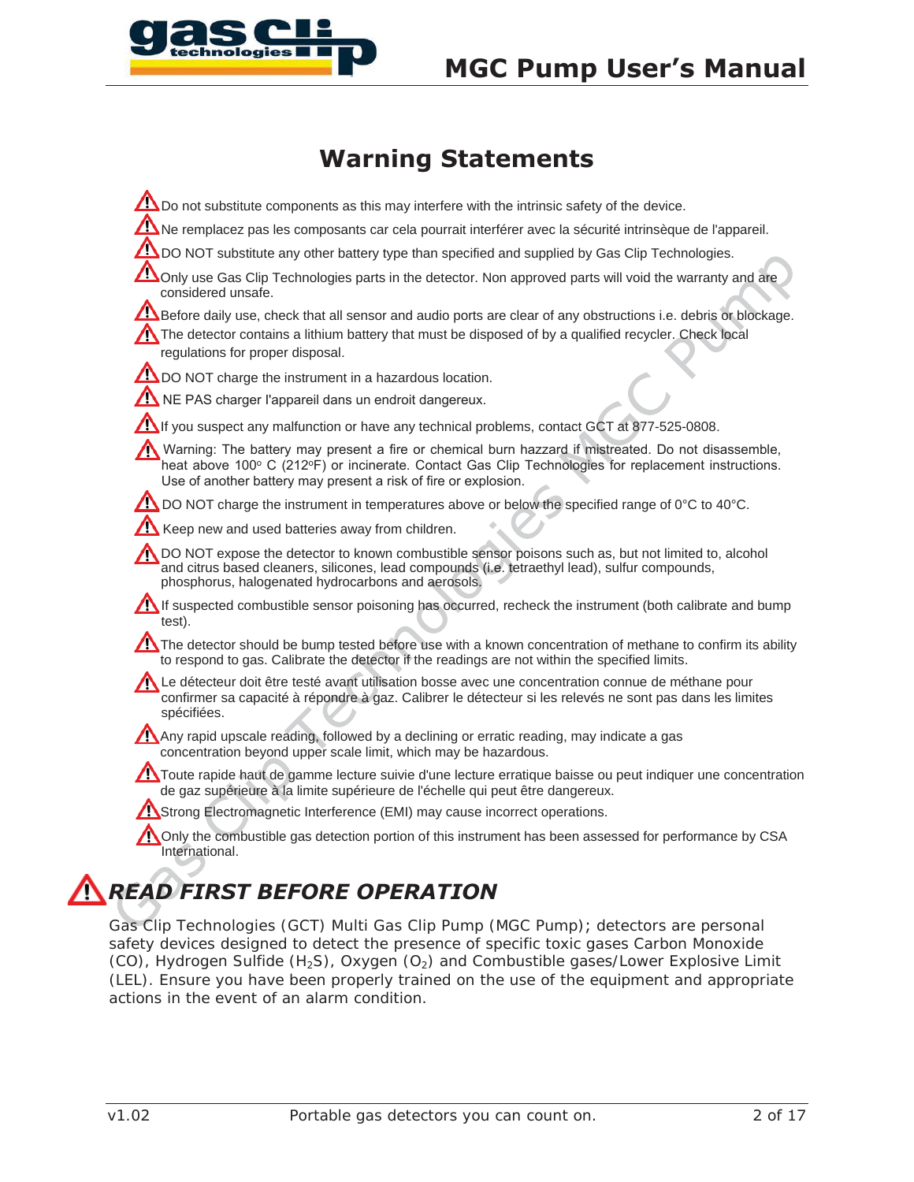# Warning Statements

⚠ Do not substitute components as this may interfere with the intrinsic safety of the device.

⚠ Ne remplacez pas les composants car cela pourrait interférer avec la sécurité intrinsèque de l'appareil.

⚠ DO NOT substitute any other battery type than specified and supplied by Gas Clip Technologies.

⚠ Only use Gas Clip Technologies parts in the detector. Non approved parts will void the warranty and are considered unsafe.

⚠ Before daily use, check that all sensor and audio ports are clear of any obstructions i.e. debris or blockage.

⚠ The detector contains a lithium battery that must be disposed of by a qualified recycler. Check local regulations for proper disposal.

⚠ DO NOT charge the instrument in a hazardous location.

⚠ NE PAS charger l'appareil dans un endroit dangereux.

⚠ If you suspect any malfunction or have any technical problems, contact GCT at 877-525-0808.

⚠ Warning: The battery may present a fire or chemical burn hazzard if mistreated. Do not disassemble, heat above 100° C (212°F) or incinerate. Contact Gas Clip Technologies for replacement instructions. Use of another battery may present a risk of fire or explosion.

⚠ DO NOT charge the instrument in temperatures above or below the specified range of 0°C to 40°C.

⚠ Keep new and used batteries away from children.

⚠ DO NOT expose the detector to known combustible sensor poisons such as, but not limited to, alcohol and citrus based cleaners, silicones, lead compounds (i.e. tetraethyl lead), sulfur compounds, phosphorus, halogenated hydrocarbons and aerosols.

⚠ If suspected combustible sensor poisoning has occurred, recheck the instrument (both calibrate and bump test).

⚠ The detector should be bump tested before use with a known concentration of methane to confirm its ability to respond to gas. Calibrate the detector if the readings are not within the specified limits.

⚠ Le détecteur doit être testé avant utilisation bosse avec une concentration connue de méthane pour confirmer sa capacité à répondre à gaz. Calibrer le détecteur si les relevés ne sont pas dans les limites spécifiées.

⚠ Any rapid upscale reading, followed by a declining or erratic reading, may indicate a gas concentration beyond upper scale limit, which may be hazardous.

⚠ Toute rapide haut de gamme lecture suivie d'une lecture erratique baisse ou peut indiquer une concentration de gaz supérieure à la limite supérieure de l'échelle qui peut être dangereux.

⚠ Strong Electromagnetic Interference (EMI) may cause incorrect operations.

⚠ Only the combustible gas detection portion of this instrument has been assessed for performance by CSA International.

## ⚠ *READ FIRST BEFORE OPERATION*

Gas Clip Technologies (GCT) Multi Gas Clip Pump (MGC Pump); detectors are personal safety devices designed to detect the presence of specific toxic gases Carbon Monoxide (CO), Hydrogen Sulfide ($H_2S$), Oxygen ($O_2$) and Combustible gases/Lower Explosive Limit (LEL). Ensure you have been properly trained on the use of the equipment and appropriate actions in the event of an alarm condition.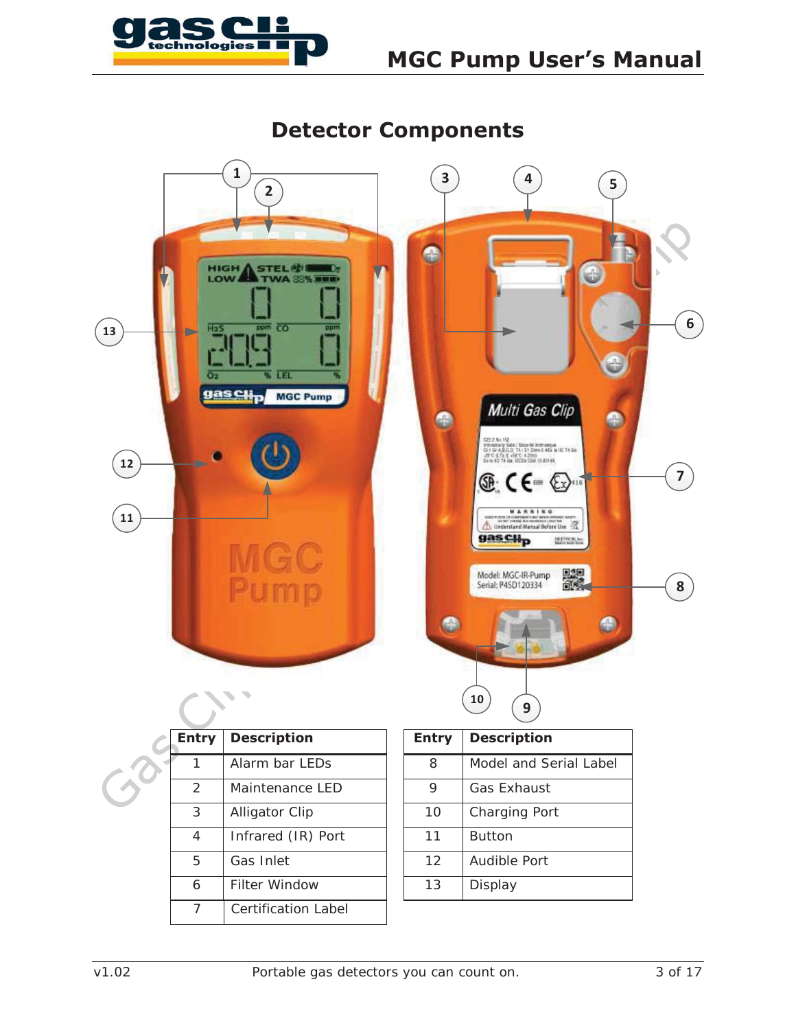# Detector Components

| Entry | Description |
|---|---|
| 1 | Alarm bar LEDs |
| 2 | Maintenance LED |
| 3 | Alligator Clip |
| 4 | Infrared (IR) Port |
| 5 | Gas Inlet |
| 6 | Filter Window |
| 7 | Certification Label |

| Entry | Description |
|---|---|
| 8 | Model and Serial Label |
| 9 | Gas Exhaust |
| 10 | Charging Port |
| 11 | Button |
| 12 | Audible Port |
| 13 | Display |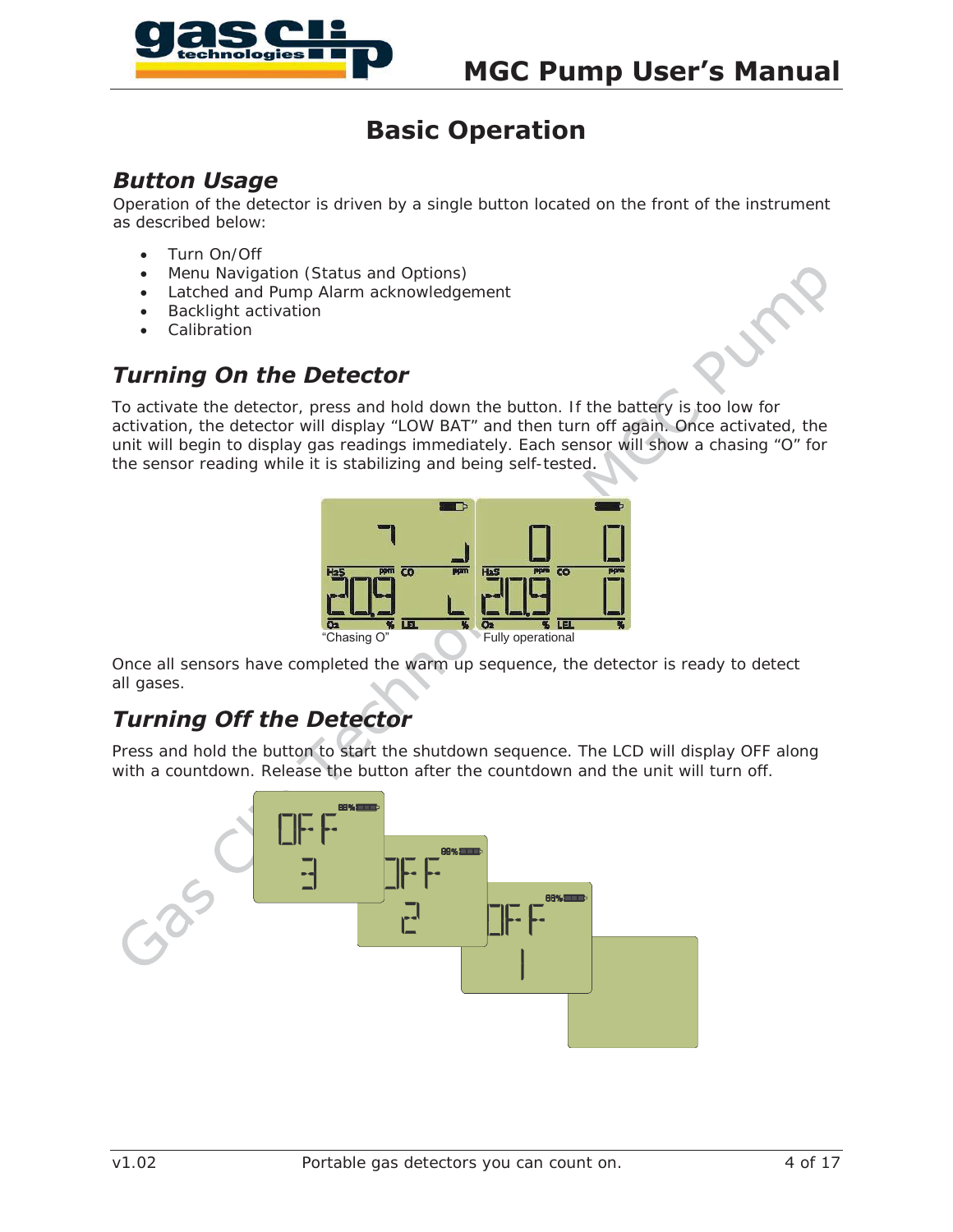# Basic Operation

## Button Usage

Operation of the detector is driven by a single button located on the front of the instrument as described below:

- Turn On/Off
- Menu Navigation (Status and Options)
- Latched and Pump Alarm acknowledgement
- Backlight activation
- Calibration

## Turning On the Detector

To activate the detector, press and hold down the button. If the battery is too low for activation, the detector will display “LOW BAT” and then turn off again. Once activated, the unit will begin to display gas readings immediately. Each sensor will show a chasing “O” for the sensor reading while it is stabilizing and being self-tested.

“Chasing O”    Fully operational

Once all sensors have completed the warm up sequence, the detector is ready to detect all gases.

## Turning Off the Detector

Press and hold the button to start the shutdown sequence. The LCD will display OFF along with a countdown. Release the button after the countdown and the unit will turn off.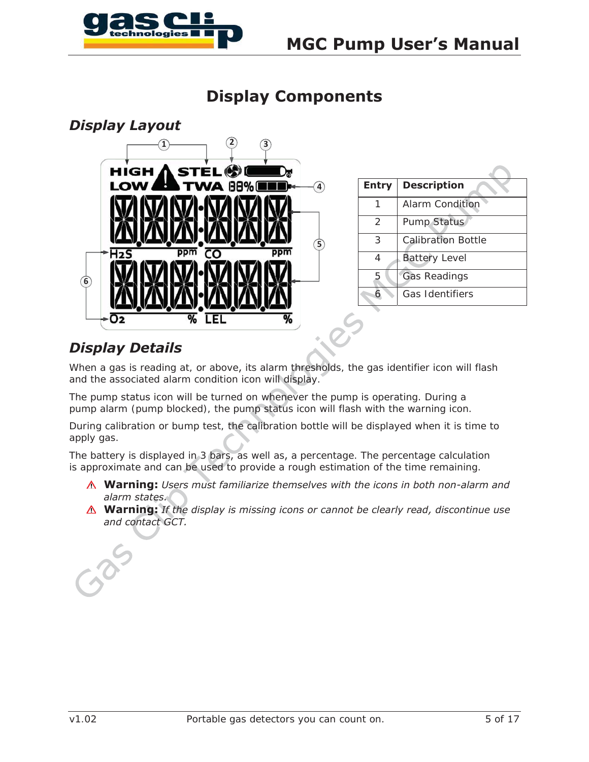# Display Components

## Display Layout

| Entry | Description |
|---|---|
| 1 | Alarm Condition |
| 2 | Pump Status |
| 3 | Calibration Bottle |
| 4 | Battery Level |
| 5 | Gas Readings |
| 6 | Gas Identifiers |

## Display Details

When a gas is reading at, or above, its alarm thresholds, the gas identifier icon will flash and the associated alarm condition icon will display.

The pump status icon will be turned on whenever the pump is operating. During a pump alarm (pump blocked), the pump status icon will flash with the warning icon.

During calibration or bump test, the calibration bottle will be displayed when it is time to apply gas.

The battery is displayed in 3 bars, as well as, a percentage. The percentage calculation is approximate and can be used to provide a rough estimation of the time remaining.

- ⚠ **Warning:** *Users must familiarize themselves with the icons in both non-alarm and alarm states.*
- ⚠ **Warning:** *If the display is missing icons or cannot be clearly read, discontinue use and contact GCT.*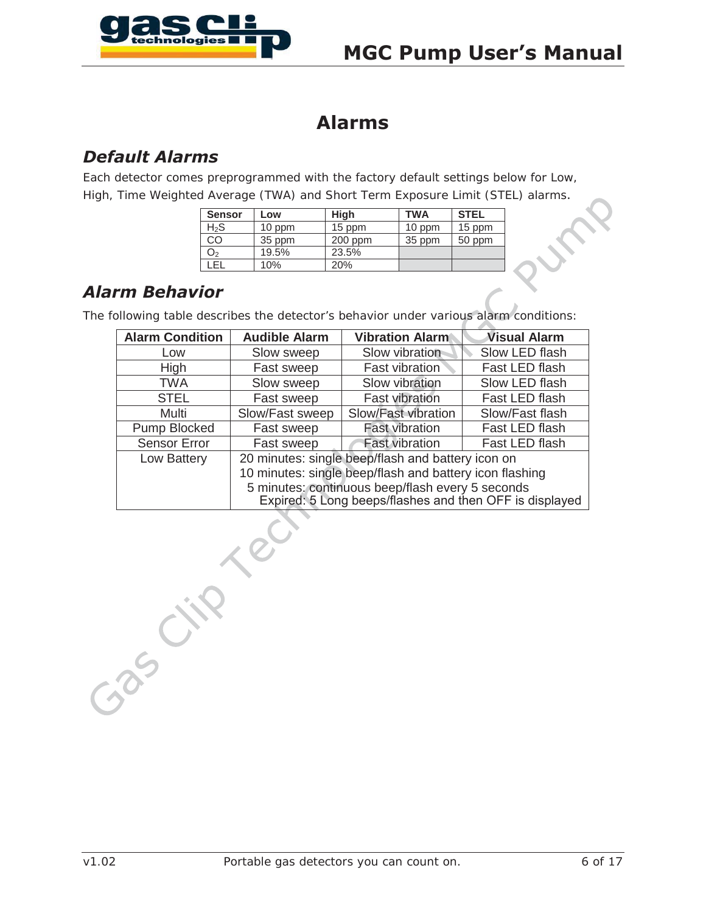# Alarms

## *Default Alarms*

Each detector comes preprogrammed with the factory default settings below for Low, High, Time Weighted Average (TWA) and Short Term Exposure Limit (STEL) alarms.

| Sensor | Low | High | TWA | STEL |
|---|---|---|---|---|
| $H_2S$ | 10 ppm | 15 ppm | 10 ppm | 15 ppm |
| CO | 35 ppm | 200 ppm | 35 ppm | 50 ppm |
| $O_2$ | 19.5% | 23.5% | | |
| LEL | 10% | 20% | | |

## *Alarm Behavior*

The following table describes the detector's behavior under various alarm conditions:

| Alarm Condition | Audible Alarm | Vibration Alarm | Visual Alarm |
|---|---|---|---|
| Low | Slow sweep | Slow vibration | Slow LED flash |
| High | Fast sweep | Fast vibration | Fast LED flash |
| TWA | Slow sweep | Slow vibration | Slow LED flash |
| STEL | Fast sweep | Fast vibration | Fast LED flash |
| Multi | Slow/Fast sweep | Slow/Fast vibration | Slow/Fast flash |
| Pump Blocked | Fast sweep | Fast vibration | Fast LED flash |
| Sensor Error | Fast sweep | Fast vibration | Fast LED flash |
| Low Battery | 20 minutes: single beep/flash and battery icon on<br>10 minutes: single beep/flash and battery icon flashing<br>5 minutes: continuous beep/flash every 5 seconds<br>Expired: 5 Long beeps/flashes and then OFF is displayed | | |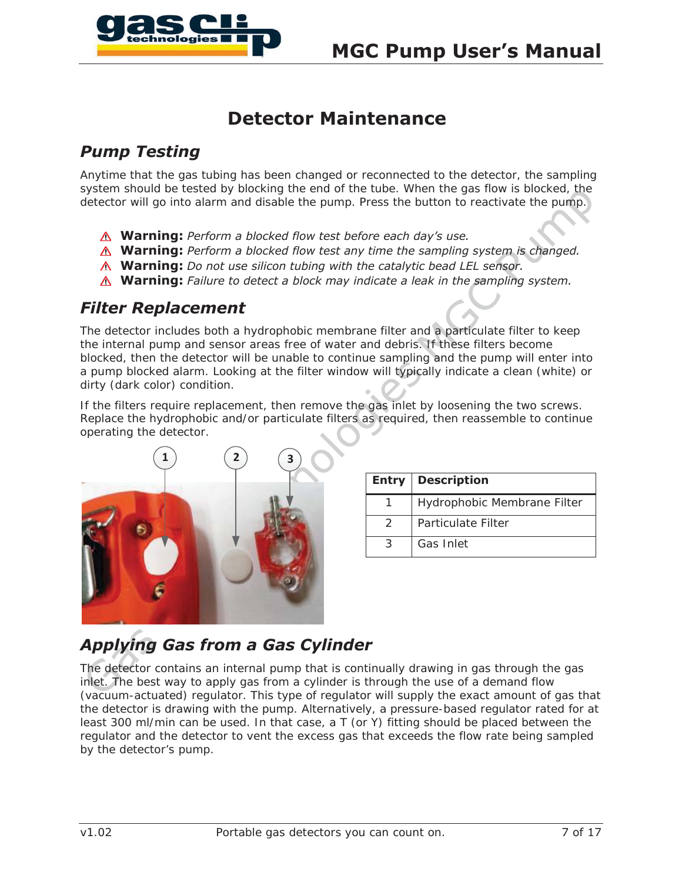# Detector Maintenance

## Pump Testing

Anytime that the gas tubing has been changed or reconnected to the detector, the sampling system should be tested by blocking the end of the tube. When the gas flow is blocked, the detector will go into alarm and disable the pump. Press the button to reactivate the pump.

- ⚠ **Warning:** *Perform a blocked flow test before each day's use.*
- ⚠ **Warning:** *Perform a blocked flow test any time the sampling system is changed.*
- ⚠ **Warning:** *Do not use silicon tubing with the catalytic bead LEL sensor.*
- ⚠ **Warning:** *Failure to detect a block may indicate a leak in the sampling system.*

## Filter Replacement

The detector includes both a hydrophobic membrane filter and a particulate filter to keep the internal pump and sensor areas free of water and debris. If these filters become blocked, then the detector will be unable to continue sampling and the pump will enter into a pump blocked alarm. Looking at the filter window will typically indicate a clean (white) or dirty (dark color) condition.

If the filters require replacement, then remove the gas inlet by loosening the two screws. Replace the hydrophobic and/or particulate filters as required, then reassemble to continue operating the detector.

| Entry | Description |
|---|---|
| 1 | Hydrophobic Membrane Filter |
| 2 | Particulate Filter |
| 3 | Gas Inlet |

## Applying Gas from a Gas Cylinder

The detector contains an internal pump that is continually drawing in gas through the gas inlet. The best way to apply gas from a cylinder is through the use of a demand flow (vacuum-actuated) regulator. This type of regulator will supply the exact amount of gas that the detector is drawing with the pump. Alternatively, a pressure-based regulator rated for at least 300 ml/min can be used. In that case, a T (or Y) fitting should be placed between the regulator and the detector to vent the excess gas that exceeds the flow rate being sampled by the detector's pump.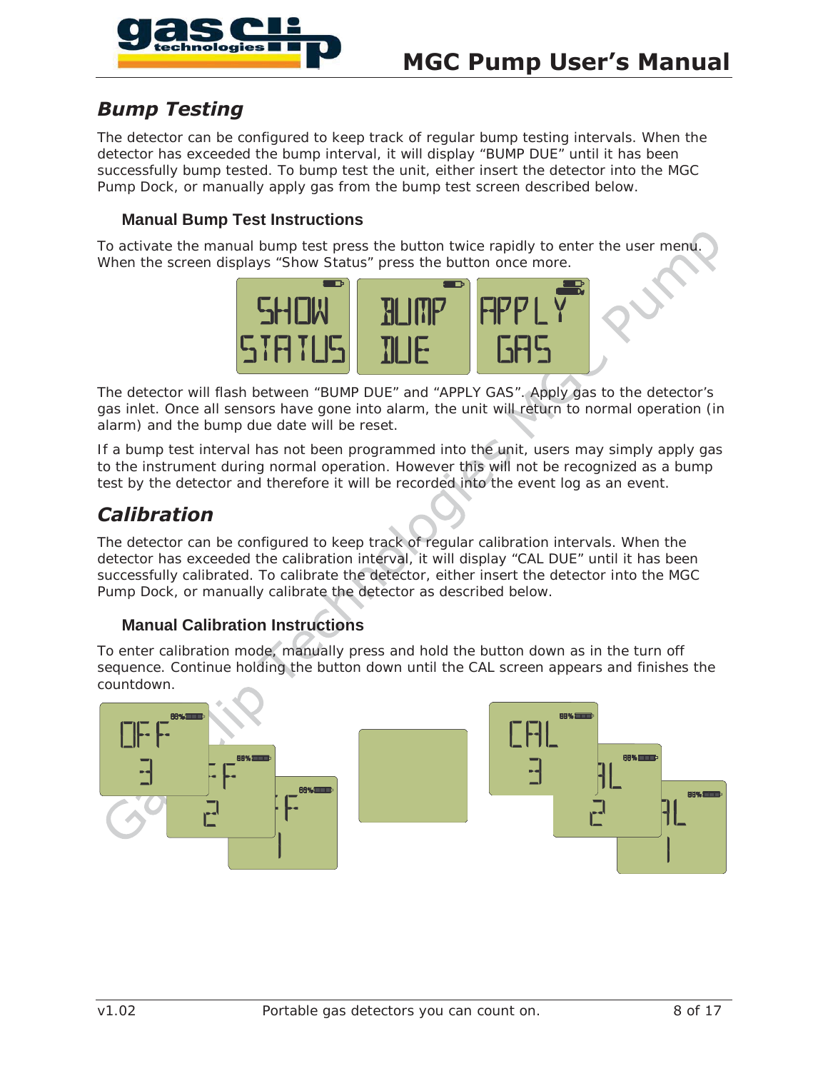## *Bump Testing*

The detector can be configured to keep track of regular bump testing intervals. When the detector has exceeded the bump interval, it will display “BUMP DUE” until it has been successfully bump tested. To bump test the unit, either insert the detector into the MGC Pump Dock, or manually apply gas from the bump test screen described below.

### Manual Bump Test Instructions

To activate the manual bump test press the button twice rapidly to enter the user menu. When the screen displays “Show Status” press the button once more.

The detector will flash between “BUMP DUE” and “APPLY GAS”. Apply gas to the detector’s gas inlet. Once all sensors have gone into alarm, the unit will return to normal operation (in alarm) and the bump due date will be reset.

If a bump test interval has not been programmed into the unit, users may simply apply gas to the instrument during normal operation. However this will not be recognized as a bump test by the detector and therefore it will be recorded into the event log as an event.

## *Calibration*

The detector can be configured to keep track of regular calibration intervals. When the detector has exceeded the calibration interval, it will display “CAL DUE” until it has been successfully calibrated. To calibrate the detector, either insert the detector into the MGC Pump Dock, or manually calibrate the detector as described below.

### Manual Calibration Instructions

To enter calibration mode, manually press and hold the button down as in the turn off sequence. Continue holding the button down until the CAL screen appears and finishes the countdown.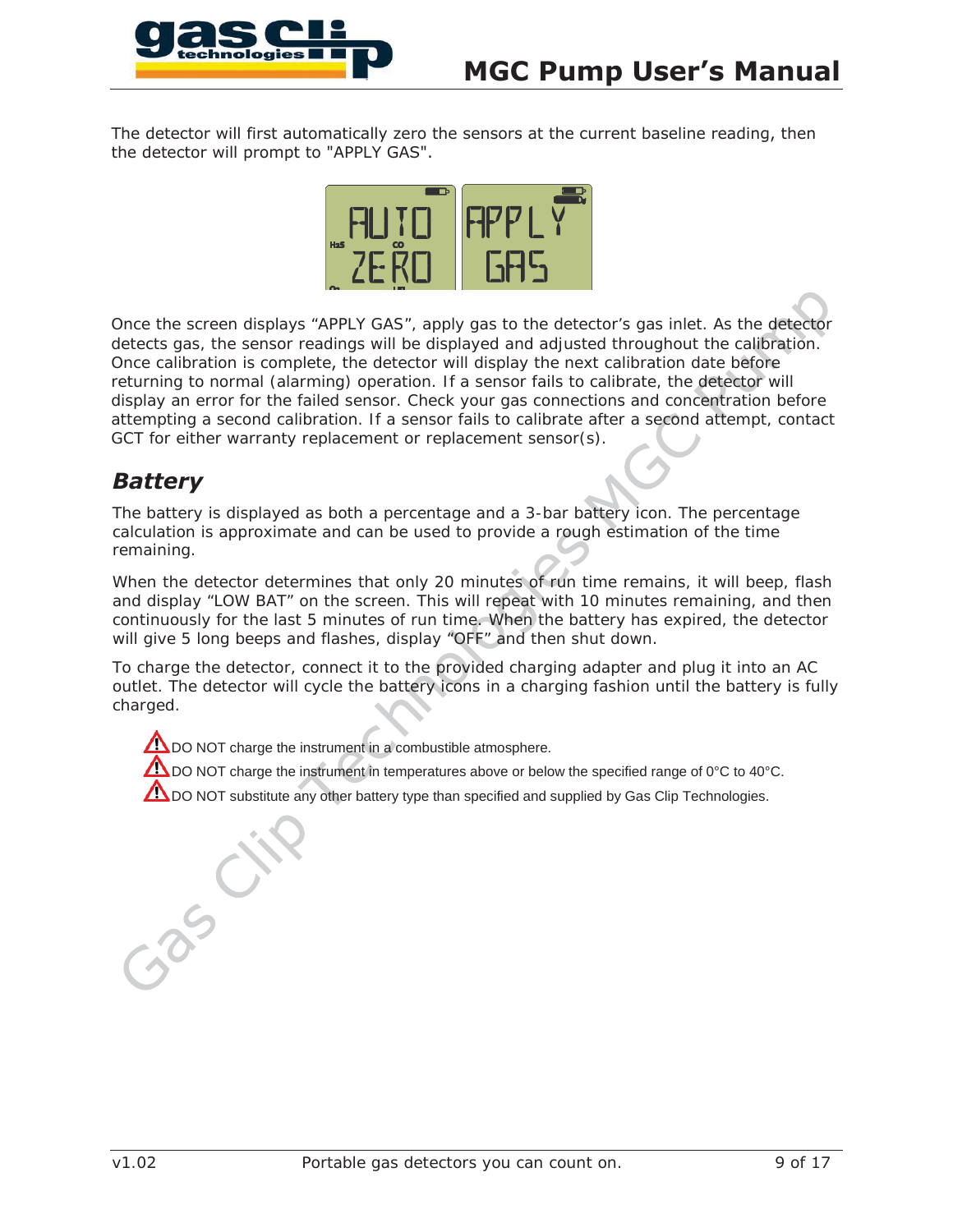The detector will first automatically zero the sensors at the current baseline reading, then the detector will prompt to "APPLY GAS".

Once the screen displays “APPLY GAS”, apply gas to the detector’s gas inlet. As the detector detects gas, the sensor readings will be displayed and adjusted throughout the calibration. Once calibration is complete, the detector will display the next calibration date before returning to normal (alarming) operation. If a sensor fails to calibrate, the detector will display an error for the failed sensor. Check your gas connections and concentration before attempting a second calibration. If a sensor fails to calibrate after a second attempt, contact GCT for either warranty replacement or replacement sensor(s).

## *Battery*

The battery is displayed as both a percentage and a 3-bar battery icon. The percentage calculation is approximate and can be used to provide a rough estimation of the time remaining.

When the detector determines that only 20 minutes of run time remains, it will beep, flash and display “LOW BAT” on the screen. This will repeat with 10 minutes remaining, and then continuously for the last 5 minutes of run time. When the battery has expired, the detector will give 5 long beeps and flashes, display “OFF” and then shut down.

To charge the detector, connect it to the provided charging adapter and plug it into an AC outlet. The detector will cycle the battery icons in a charging fashion until the battery is fully charged.

⚠ DO NOT charge the instrument in a combustible atmosphere.

⚠ DO NOT charge the instrument in temperatures above or below the specified range of 0°C to 40°C.

⚠ DO NOT substitute any other battery type than specified and supplied by Gas Clip Technologies.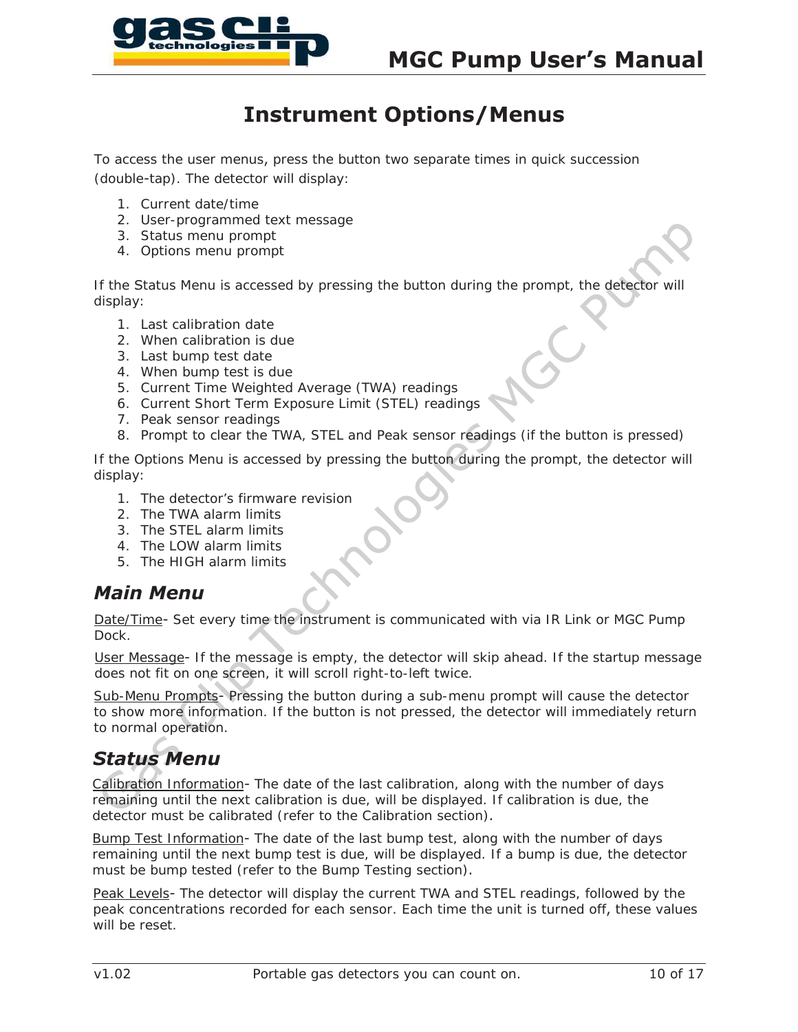# Instrument Options/Menus

To access the user menus, press the button two separate times in quick succession (double-tap). The detector will display:

1. Current date/time
2. User-programmed text message
3. Status menu prompt
4. Options menu prompt

If the Status Menu is accessed by pressing the button during the prompt, the detector will display:

1. Last calibration date
2. When calibration is due
3. Last bump test date
4. When bump test is due
5. Current Time Weighted Average (TWA) readings
6. Current Short Term Exposure Limit (STEL) readings
7. Peak sensor readings
8. Prompt to clear the TWA, STEL and Peak sensor readings (if the button is pressed)

If the Options Menu is accessed by pressing the button during the prompt, the detector will display:

1. The detector's firmware revision
2. The TWA alarm limits
3. The STEL alarm limits
4. The LOW alarm limits
5. The HIGH alarm limits

## *Main Menu*

Date/Time- Set every time the instrument is communicated with via IR Link or MGC Pump Dock.

User Message- If the message is empty, the detector will skip ahead. If the startup message does not fit on one screen, it will scroll right-to-left twice.

Sub-Menu Prompts- Pressing the button during a sub-menu prompt will cause the detector to show more information. If the button is not pressed, the detector will immediately return to normal operation.

## *Status Menu*

Calibration Information- The date of the last calibration, along with the number of days remaining until the next calibration is due, will be displayed. If calibration is due, the detector must be calibrated (refer to the Calibration section).

Bump Test Information- The date of the last bump test, along with the number of days remaining until the next bump test is due, will be displayed. If a bump is due, the detector must be bump tested (refer to the Bump Testing section).

Peak Levels- The detector will display the current TWA and STEL readings, followed by the peak concentrations recorded for each sensor. Each time the unit is turned off, these values will be reset.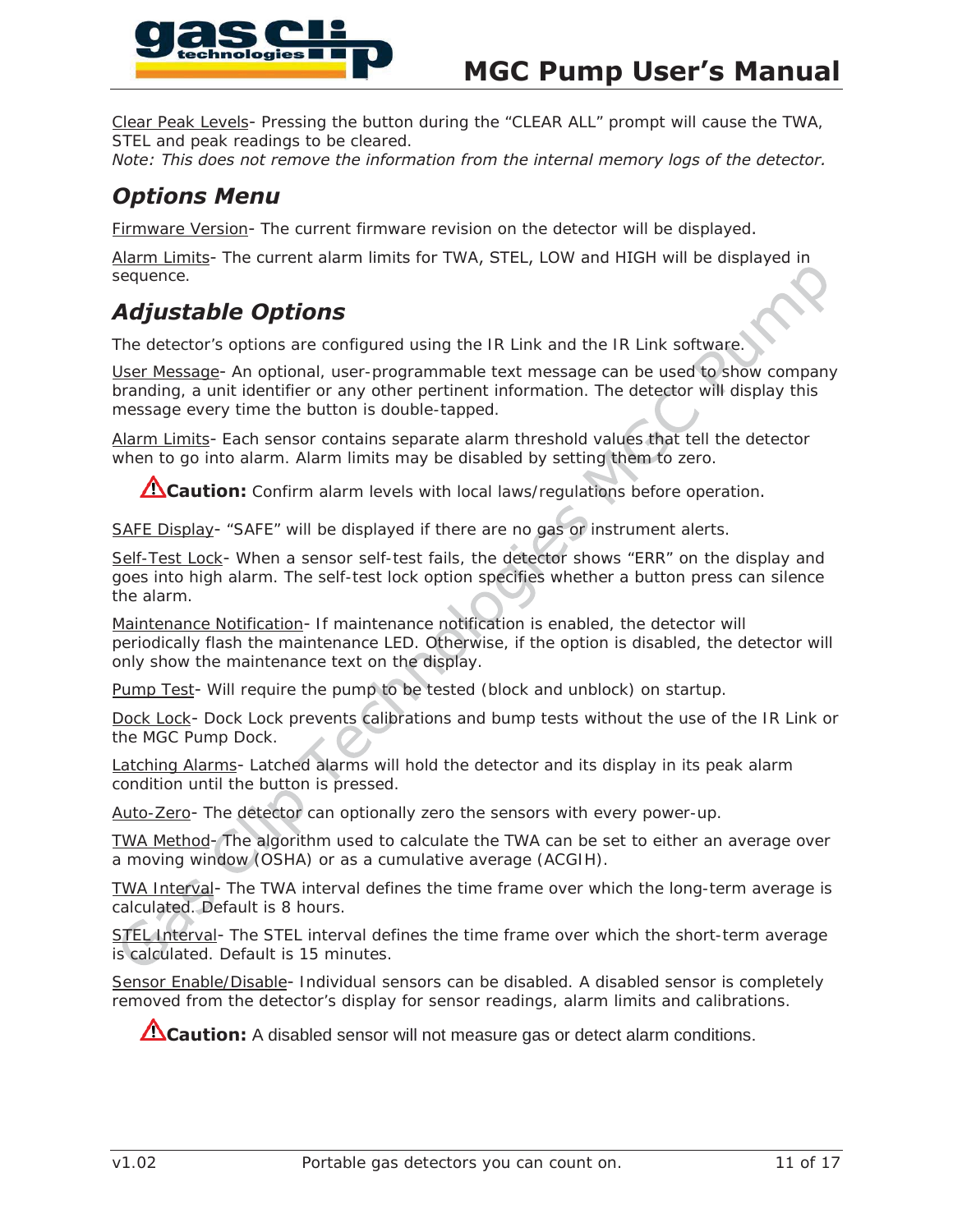Clear Peak Levels- Pressing the button during the “CLEAR ALL” prompt will cause the TWA, STEL and peak readings to be cleared.
*Note: This does not remove the information from the internal memory logs of the detector.*

## *Options Menu*

Firmware Version- The current firmware revision on the detector will be displayed.

Alarm Limits- The current alarm limits for TWA, STEL, LOW and HIGH will be displayed in sequence.

## *Adjustable Options*

The detector’s options are configured using the IR Link and the IR Link software.

User Message- An optional, user-programmable text message can be used to show company branding, a unit identifier or any other pertinent information. The detector will display this message every time the button is double-tapped.

Alarm Limits- Each sensor contains separate alarm threshold values that tell the detector when to go into alarm. Alarm limits may be disabled by setting them to zero.

> ⚠**Caution:** Confirm alarm levels with local laws/regulations before operation.

SAFE Display- “SAFE” will be displayed if there are no gas or instrument alerts.

Self-Test Lock- When a sensor self-test fails, the detector shows “ERR” on the display and goes into high alarm. The self-test lock option specifies whether a button press can silence the alarm.

Maintenance Notification- If maintenance notification is enabled, the detector will periodically flash the maintenance LED. Otherwise, if the option is disabled, the detector will only show the maintenance text on the display.

Pump Test- Will require the pump to be tested (block and unblock) on startup.

Dock Lock- Dock Lock prevents calibrations and bump tests without the use of the IR Link or the MGC Pump Dock.

Latching Alarms- Latched alarms will hold the detector and its display in its peak alarm condition until the button is pressed.

Auto-Zero- The detector can optionally zero the sensors with every power-up.

TWA Method- The algorithm used to calculate the TWA can be set to either an average over a moving window (OSHA) or as a cumulative average (ACGIH).

TWA Interval- The TWA interval defines the time frame over which the long-term average is calculated. Default is 8 hours.

STEL Interval- The STEL interval defines the time frame over which the short-term average is calculated. Default is 15 minutes.

Sensor Enable/Disable- Individual sensors can be disabled. A disabled sensor is completely removed from the detector’s display for sensor readings, alarm limits and calibrations.

> ⚠**Caution:** A disabled sensor will not measure gas or detect alarm conditions.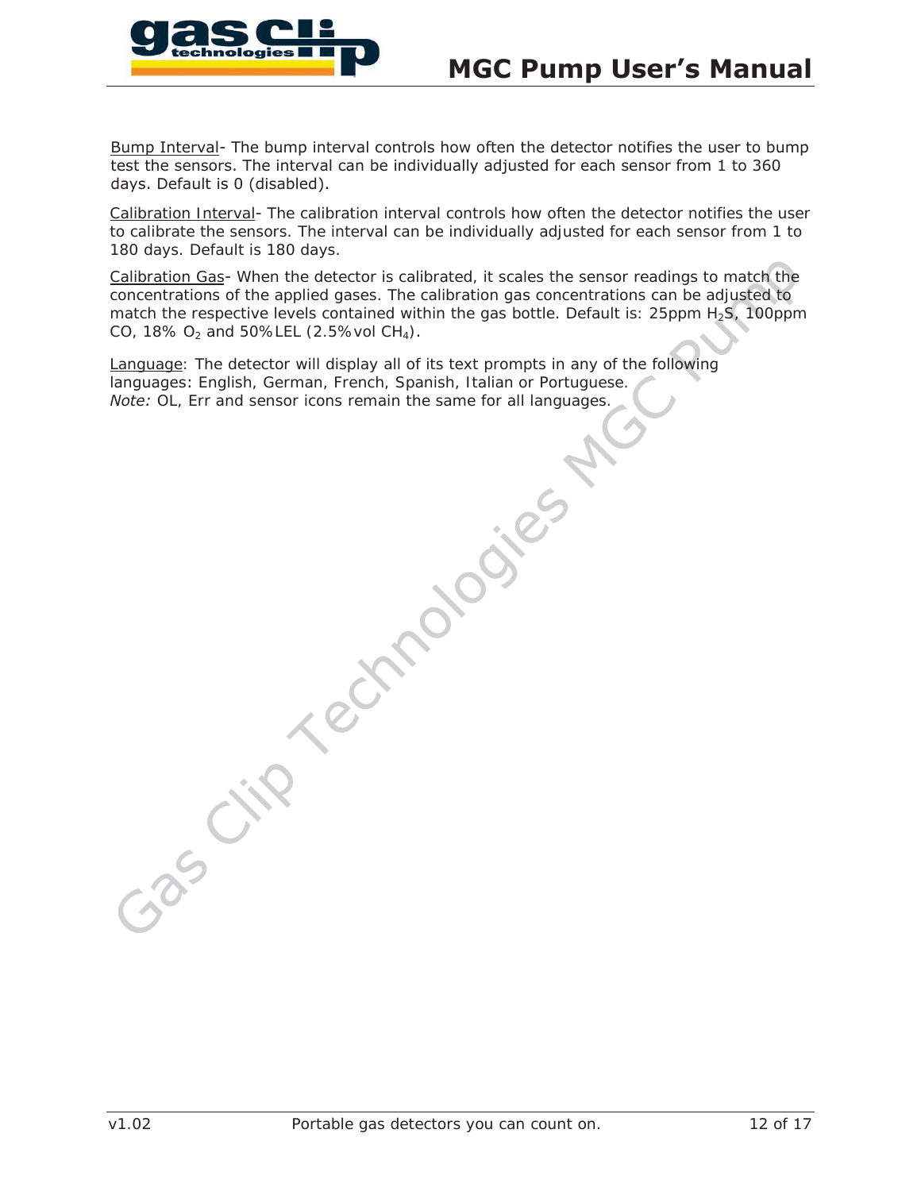Bump Interval- The bump interval controls how often the detector notifies the user to bump test the sensors. The interval can be individually adjusted for each sensor from 1 to 360 days. Default is 0 (disabled).

Calibration Interval- The calibration interval controls how often the detector notifies the user to calibrate the sensors. The interval can be individually adjusted for each sensor from 1 to 180 days. Default is 180 days.

Calibration Gas- When the detector is calibrated, it scales the sensor readings to match the concentrations of the applied gases. The calibration gas concentrations can be adjusted to match the respective levels contained within the gas bottle. Default is: 25ppm $H_2S$, 100ppm CO, 18% $O_2$ and 50%LEL (2.5%vol $CH_4$).

Language: The detector will display all of its text prompts in any of the following languages: English, German, French, Spanish, Italian or Portuguese.
*Note:* OL, Err and sensor icons remain the same for all languages.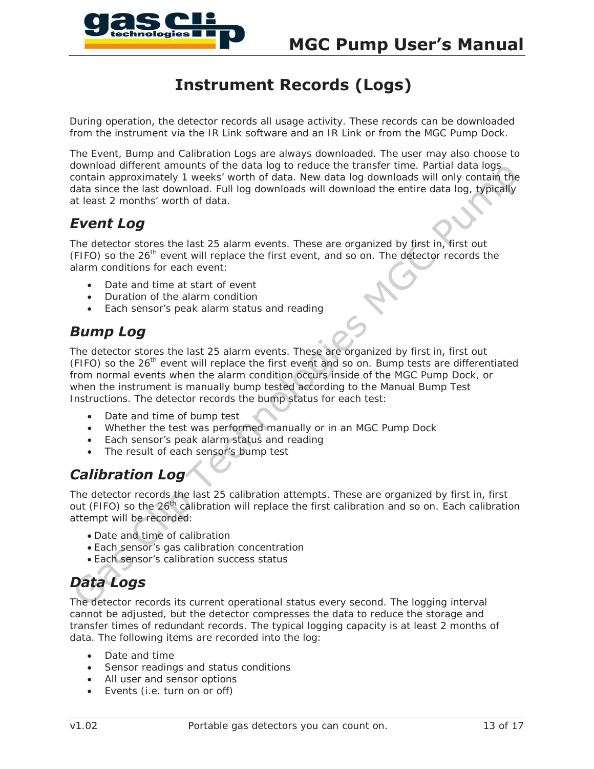# Instrument Records (Logs)

During operation, the detector records all usage activity. These records can be downloaded from the instrument via the IR Link software and an IR Link or from the MGC Pump Dock.

The Event, Bump and Calibration Logs are always downloaded. The user may also choose to download different amounts of the data log to reduce the transfer time. Partial data logs contain approximately 1 weeks' worth of data. New data log downloads will only contain the data since the last download. Full log downloads will download the entire data log, typically at least 2 months' worth of data.

## *Event Log*

The detector stores the last 25 alarm events. These are organized by first in, first out (FIFO) so the 26th event will replace the first event, and so on. The detector records the alarm conditions for each event:

- Date and time at start of event
- Duration of the alarm condition
- Each sensor's peak alarm status and reading

## *Bump Log*

The detector stores the last 25 alarm events. These are organized by first in, first out (FIFO) so the 26th event will replace the first event and so on. Bump tests are differentiated from normal events when the alarm condition occurs inside of the MGC Pump Dock, or when the instrument is manually bump tested according to the Manual Bump Test Instructions. The detector records the bump status for each test:

- Date and time of bump test
- Whether the test was performed manually or in an MGC Pump Dock
- Each sensor's peak alarm status and reading
- The result of each sensor's bump test

## *Calibration Log*

The detector records the last 25 calibration attempts. These are organized by first in, first out (FIFO) so the 26th calibration will replace the first calibration and so on. Each calibration attempt will be recorded:

- Date and time of calibration
- Each sensor's gas calibration concentration
- Each sensor's calibration success status

## *Data Logs*

The detector records its current operational status every second. The logging interval cannot be adjusted, but the detector compresses the data to reduce the storage and transfer times of redundant records. The typical logging capacity is at least 2 months of data. The following items are recorded into the log:

- Date and time
- Sensor readings and status conditions
- All user and sensor options
- Events (i.e. turn on or off)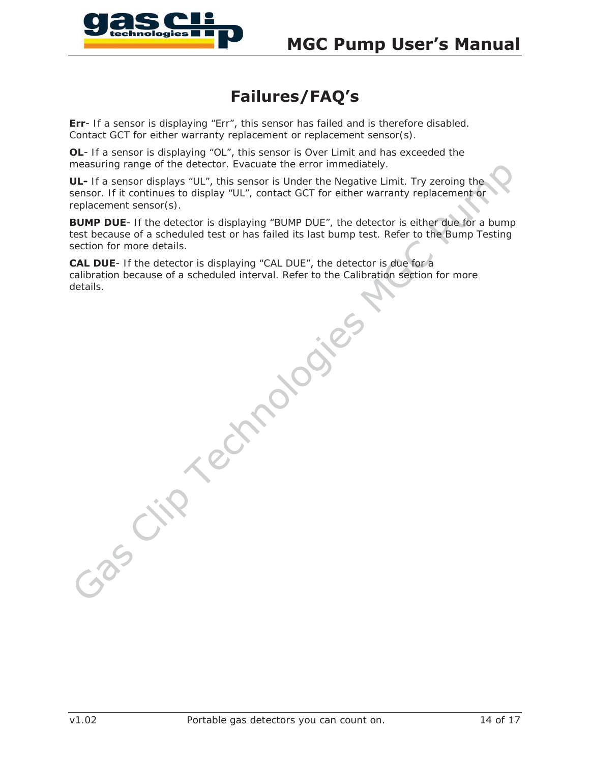# Failures/FAQ's

**Err**- If a sensor is displaying "Err", this sensor has failed and is therefore disabled. Contact GCT for either warranty replacement or replacement sensor(s).

**OL**- If a sensor is displaying "OL", this sensor is Over Limit and has exceeded the measuring range of the detector. Evacuate the error immediately.

**UL-** If a sensor displays "UL", this sensor is Under the Negative Limit. Try zeroing the sensor. If it continues to display "UL", contact GCT for either warranty replacement or replacement sensor(s).

**BUMP DUE**- If the detector is displaying "BUMP DUE", the detector is either due for a bump test because of a scheduled test or has failed its last bump test. Refer to the Bump Testing section for more details.

**CAL DUE**- If the detector is displaying "CAL DUE", the detector is due for a calibration because of a scheduled interval. Refer to the Calibration section for more details.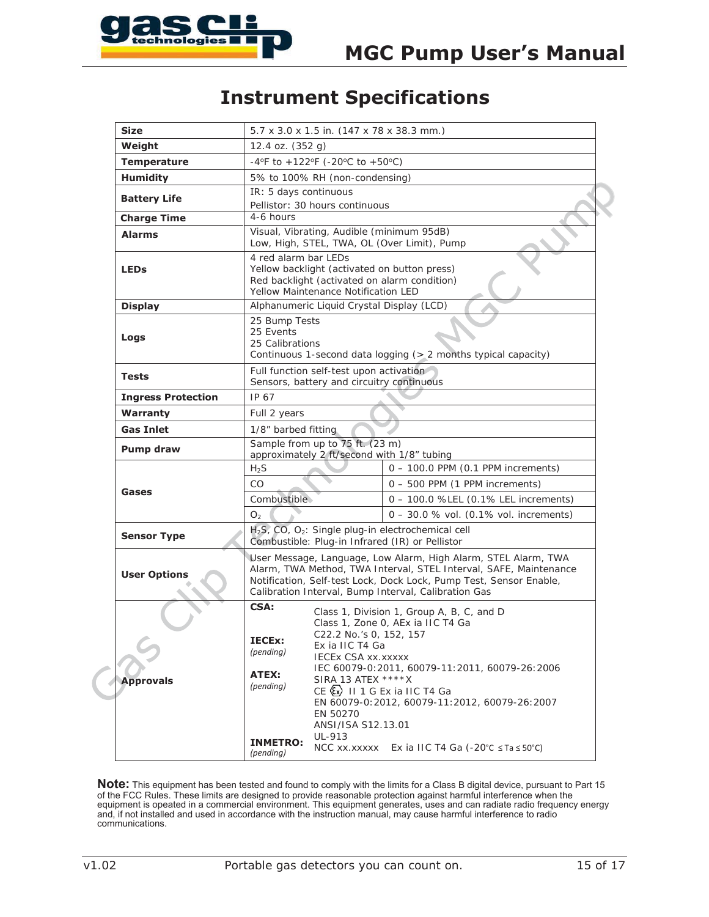# Instrument Specifications

| | | |
|---|---|---|
| **Size** | 5.7 x 3.0 x 1.5 in. (147 x 78 x 38.3 mm.) | |
| **Weight** | 12.4 oz. (352 g) | |
| **Temperature** | -4ºF to +122ºF (-20ºC to +50ºC) | |
| **Humidity** | 5% to 100% RH (non-condensing) | |
| **Battery Life** | IR: 5 days continuous<br>Pellistor: 30 hours continuous | |
| **Charge Time** | 4-6 hours | |
| **Alarms** | Visual, Vibrating, Audible (minimum 95dB)<br>Low, High, STEL, TWA, OL (Over Limit), Pump | |
| **LEDs** | 4 red alarm bar LEDs<br>Yellow backlight (activated on button press)<br>Red backlight (activated on alarm condition)<br>Yellow Maintenance Notification LED | |
| **Display** | Alphanumeric Liquid Crystal Display (LCD) | |
| **Logs** | 25 Bump Tests<br>25 Events<br>25 Calibrations<br>Continuous 1-second data logging (> 2 months typical capacity) | |
| **Tests** | Full function self-test upon activation<br>Sensors, battery and circuitry continuous | |
| **Ingress Protection** | IP 67 | |
| **Warranty** | Full 2 years | |
| **Gas Inlet** | 1/8" barbed fitting | |
| **Pump draw** | Sample from up to 75 ft. (23 m)<br>approximately 2 ft/second with 1/8" tubing | |
| **Gases** | $H_2S$ | 0 – 100.0 PPM (0.1 PPM increments) |
| | CO | 0 – 500 PPM (1 PPM increments) |
| | Combustible | 0 – 100.0 %LEL (0.1% LEL increments) |
| | $O_2$ | 0 – 30.0 % vol. (0.1% vol. increments) |
| **Sensor Type** | $H_2S$, CO, $O_2$: Single plug-in electrochemical cell<br>Combustible: Plug-in Infrared (IR) or Pellistor | |
| **User Options** | User Message, Language, Low Alarm, High Alarm, STEL Alarm, TWA Alarm, TWA Method, TWA Interval, STEL Interval, SAFE, Maintenance Notification, Self-test Lock, Dock Lock, Pump Test, Sensor Enable, Calibration Interval, Bump Interval, Calibration Gas | |
| **Approvals** | **CSA:** Class 1, Division 1, Group A, B, C, and D<br>Class 1, Zone 0, AEx ia IIC T4 Ga<br>C22.2 No.'s 0, 152, 157<br>Ex ia IIC T4 Ga<br>**IECEx:** *(pending)* IECEx CSA xx.xxxxx<br>IEC 60079-0:2011, 60079-11:2011, 60079-26:2006<br>**ATEX:** *(pending)* SIRA 13 ATEX \*\*\*\*X<br>CE Ex II 1 G Ex ia IIC T4 Ga<br>EN 60079-0:2012, 60079-11:2012, 60079-26:2007<br>EN 50270<br>ANSI/ISA S12.13.01<br>UL-913<br>**INMETRO:** *(pending)* NCC xx.xxxxx Ex ia IIC T4 Ga (-20°C ≤ Ta ≤ 50°C) | |

**Note:** This equipment has been tested and found to comply with the limits for a Class B digital device, pursuant to Part 15 of the FCC Rules. These limits are designed to provide reasonable protection against harmful interference when the equipment is opeated in a commercial environment. This equipment generates, uses and can radiate radio frequency energy and, if not installed and used in accordance with the instruction manual, may cause harmful interference to radio communications.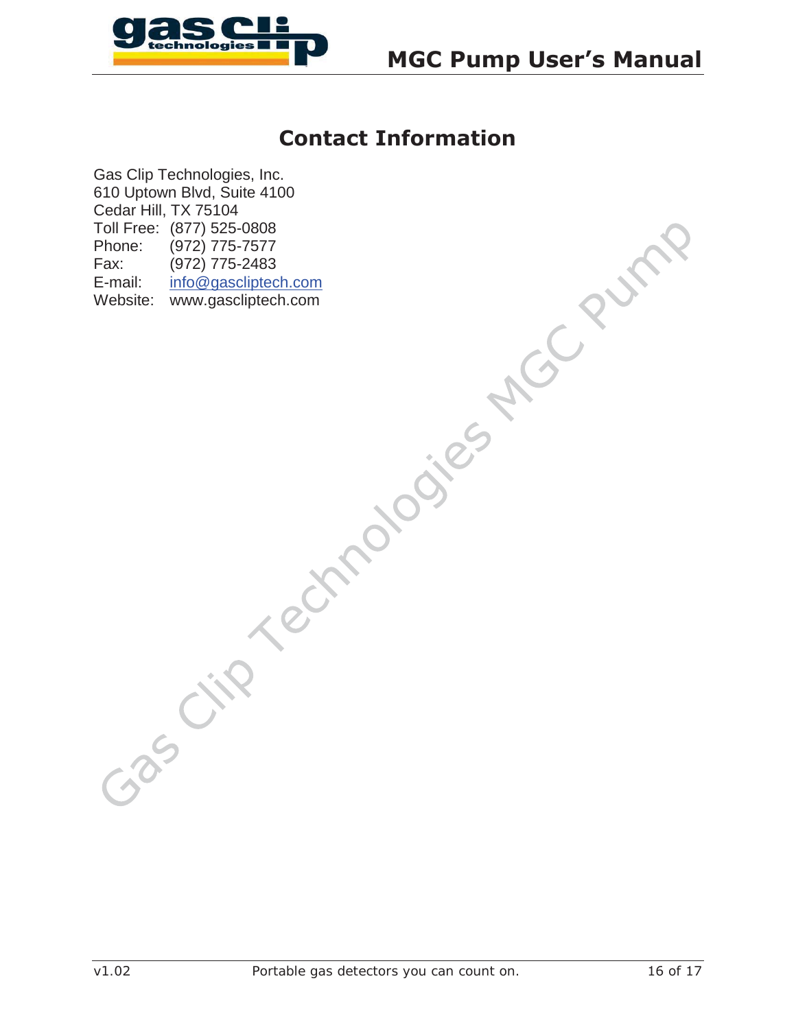# Contact Information

Gas Clip Technologies, Inc.
610 Uptown Blvd, Suite 4100
Cedar Hill, TX 75104
Toll Free: (877) 525-0808
Phone: (972) 775-7577
Fax: (972) 775-2483
E-mail: info@gascliptech.com
Website: www.gascliptech.com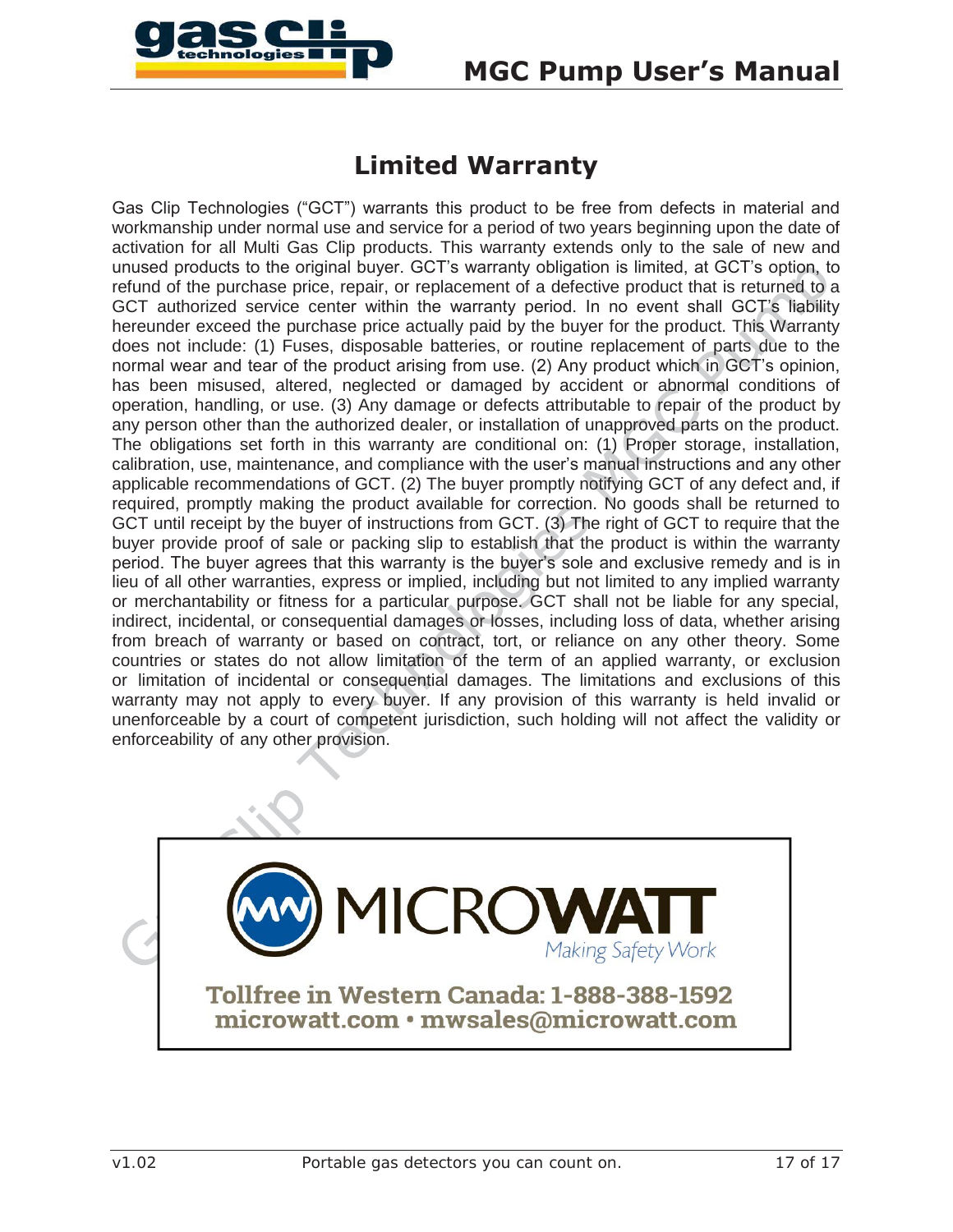# Limited Warranty

Gas Clip Technologies ("GCT") warrants this product to be free from defects in material and workmanship under normal use and service for a period of two years beginning upon the date of activation for all Multi Gas Clip products. This warranty extends only to the sale of new and unused products to the original buyer. GCT's warranty obligation is limited, at GCT's option, to refund of the purchase price, repair, or replacement of a defective product that is returned to a GCT authorized service center within the warranty period. In no event shall GCT's liability hereunder exceed the purchase price actually paid by the buyer for the product. This Warranty does not include: (1) Fuses, disposable batteries, or routine replacement of parts due to the normal wear and tear of the product arising from use. (2) Any product which in GCT's opinion, has been misused, altered, neglected or damaged by accident or abnormal conditions of operation, handling, or use. (3) Any damage or defects attributable to repair of the product by any person other than the authorized dealer, or installation of unapproved parts on the product. The obligations set forth in this warranty are conditional on: (1) Proper storage, installation, calibration, use, maintenance, and compliance with the user's manual instructions and any other applicable recommendations of GCT. (2) The buyer promptly notifying GCT of any defect and, if required, promptly making the product available for correction. No goods shall be returned to GCT until receipt by the buyer of instructions from GCT. (3) The right of GCT to require that the buyer provide proof of sale or packing slip to establish that the product is within the warranty period. The buyer agrees that this warranty is the buyer's sole and exclusive remedy and is in lieu of all other warranties, express or implied, including but not limited to any implied warranty or merchantability or fitness for a particular purpose. GCT shall not be liable for any special, indirect, incidental, or consequential damages or losses, including loss of data, whether arising from breach of warranty or based on contract, tort, or reliance on any other theory. Some countries or states do not allow limitation of the term of an applied warranty, or exclusion or limitation of incidental or consequential damages. The limitations and exclusions of this warranty may not apply to every buyer. If any provision of this warranty is held invalid or unenforceable by a court of competent jurisdiction, such holding will not affect the validity or enforceability of any other provision.

MICROWATT

*Making Safety Work*

**Tollfree in Western Canada: 1-888-388-1592**

**microwatt.com • mwsales@microwatt.com**